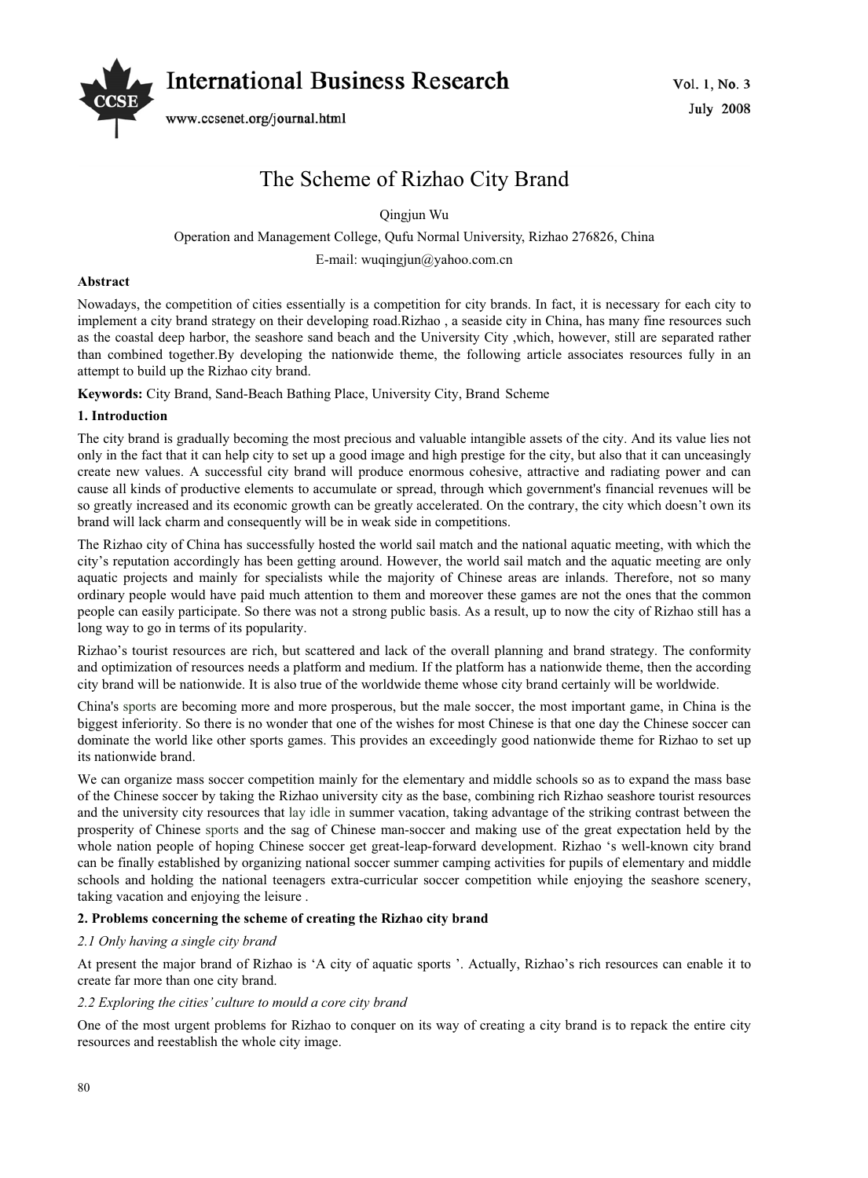# The Scheme of Rizhao City Brand

Qingjun Wu

Operation and Management College, Qufu Normal University, Rizhao 276826, China

E-mail: wuqingjun@yahoo.com.cn

**Abstract**

Nowadays, the competition of cities essentially is a competition for city brands. In fact, it is necessary for each city to implement a city brand strategy on their developing road.Rizhao , a seaside city in China, has many fine resources such as the coastal deep harbor, the seashore sand beach and the University City ,which, however, still are separated rather than combined together.By developing the nationwide theme, the following article associates resources fully in an attempt to build up the Rizhao city brand.

**Keywords:** City Brand, Sand-Beach Bathing Place, University City, Brand Scheme

## 1. Introduction

The city brand is gradually becoming the most precious and valuable intangible assets of the city. And its value lies not only in the fact that it can help city to set up a good image and high prestige for the city, but also that it can unceasingly create new values. A successful city brand will produce enormous cohesive, attractive and radiating power and can cause all kinds of productive elements to accumulate or spread, through which government's financial revenues will be so greatly increased and its economic growth can be greatly accelerated. On the contrary, the city which doesn't own its brand will lack charm and consequently will be in weak side in competitions.

The Rizhao city of China has successfully hosted the world sail match and the national aquatic meeting, with which the city's reputation accordingly has been getting around. However, the world sail match and the aquatic meeting are only aquatic projects and mainly for specialists while the majority of Chinese areas are inlands. Therefore, not so many ordinary people would have paid much attention to them and moreover these games are not the ones that the common people can easily participate. So there was not a strong public basis. As a result, up to now the city of Rizhao still has a long way to go in terms of its popularity.

Rizhao's tourist resources are rich, but scattered and lack of the overall planning and brand strategy. The conformity and optimization of resources needs a platform and medium. If the platform has a nationwide theme, then the according city brand will be nationwide. It is also true of the worldwide theme whose city brand certainly will be worldwide.

China's sports are becoming more and more prosperous, but the male soccer, the most important game, in China is the biggest inferiority. So there is no wonder that one of the wishes for most Chinese is that one day the Chinese soccer can dominate the world like other sports games. This provides an exceedingly good nationwide theme for Rizhao to set up its nationwide brand.

We can organize mass soccer competition mainly for the elementary and middle schools so as to expand the mass base of the Chinese soccer by taking the Rizhao university city as the base, combining rich Rizhao seashore tourist resources and the university city resources that lay idle in summer vacation, taking advantage of the striking contrast between the prosperity of Chinese sports and the sag of Chinese man-soccer and making use of the great expectation held by the whole nation people of hoping Chinese soccer get great-leap-forward development. Rizhao 's well-known city brand can be finally established by organizing national soccer summer camping activities for pupils of elementary and middle schools and holding the national teenagers extra-curricular soccer competition while enjoying the seashore scenery, taking vacation and enjoying the leisure .

## 2. Problems concerning the scheme of creating the Rizhao city brand

### *2.1 Only having a single city brand*

At present the major brand of Rizhao is 'A city of aquatic sports '. Actually, Rizhao's rich resources can enable it to create far more than one city brand.

### *2.2 Exploring the cities' culture to mould a core city brand*

One of the most urgent problems for Rizhao to conquer on its way of creating a city brand is to repack the entire city resources and reestablish the whole city image.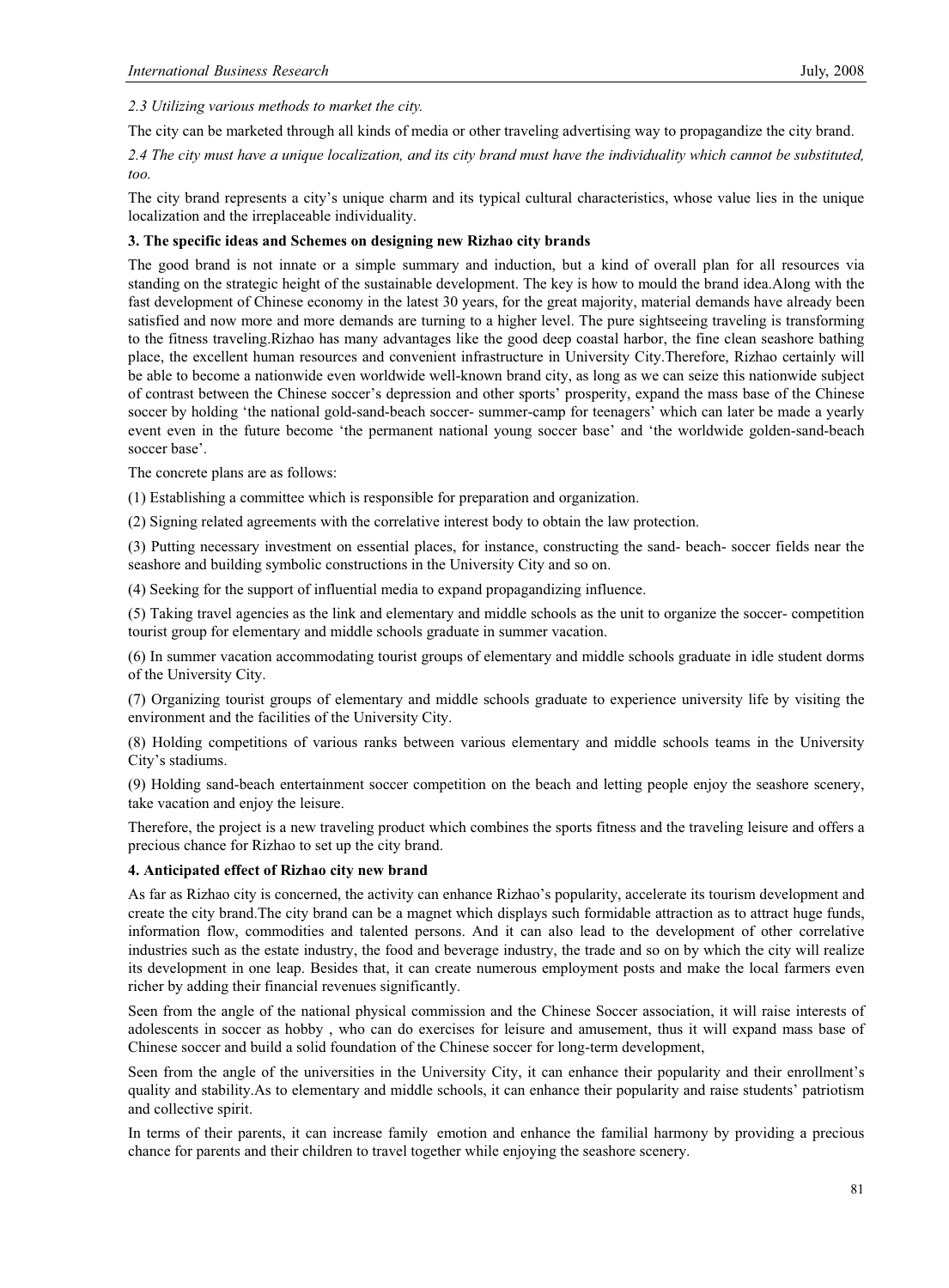*2.3 Utilizing various methods to market the city.*

The city can be marketed through all kinds of media or other traveling advertising way to propagandize the city brand.

*2.4 The city must have a unique localization, and its city brand must have the individuality which cannot be substituted, too.*

The city brand represents a city's unique charm and its typical cultural characteristics, whose value lies in the unique localization and the irreplaceable individuality.

**3. The specific ideas and Schemes on designing new Rizhao city brands**

The good brand is not innate or a simple summary and induction, but a kind of overall plan for all resources via standing on the strategic height of the sustainable development. The key is how to mould the brand idea.Along with the fast development of Chinese economy in the latest 30 years, for the great majority, material demands have already been satisfied and now more and more demands are turning to a higher level. The pure sightseeing traveling is transforming to the fitness traveling.Rizhao has many advantages like the good deep coastal harbor, the fine clean seashore bathing place, the excellent human resources and convenient infrastructure in University City.Therefore, Rizhao certainly will be able to become a nationwide even worldwide well-known brand city, as long as we can seize this nationwide subject of contrast between the Chinese soccer's depression and other sports' prosperity, expand the mass base of the Chinese soccer by holding 'the national gold-sand-beach soccer- summer-camp for teenagers' which can later be made a yearly event even in the future become 'the permanent national young soccer base' and 'the worldwide golden-sand-beach soccer base'.

The concrete plans are as follows:

(1) Establishing a committee which is responsible for preparation and organization.

(2) Signing related agreements with the correlative interest body to obtain the law protection.

(3) Putting necessary investment on essential places, for instance, constructing the sand- beach- soccer fields near the seashore and building symbolic constructions in the University City and so on.

(4) Seeking for the support of influential media to expand propagandizing influence.

(5) Taking travel agencies as the link and elementary and middle schools as the unit to organize the soccer- competition tourist group for elementary and middle schools graduate in summer vacation.

(6) In summer vacation accommodating tourist groups of elementary and middle schools graduate in idle student dorms of the University City.

(7) Organizing tourist groups of elementary and middle schools graduate to experience university life by visiting the environment and the facilities of the University City.

(8) Holding competitions of various ranks between various elementary and middle schools teams in the University City's stadiums.

(9) Holding sand-beach entertainment soccer competition on the beach and letting people enjoy the seashore scenery, take vacation and enjoy the leisure.

Therefore, the project is a new traveling product which combines the sports fitness and the traveling leisure and offers a precious chance for Rizhao to set up the city brand.

**4. Anticipated effect of Rizhao city new brand**

As far as Rizhao city is concerned, the activity can enhance Rizhao's popularity, accelerate its tourism development and create the city brand.The city brand can be a magnet which displays such formidable attraction as to attract huge funds, information flow, commodities and talented persons. And it can also lead to the development of other correlative industries such as the estate industry, the food and beverage industry, the trade and so on by which the city will realize its development in one leap. Besides that, it can create numerous employment posts and make the local farmers even richer by adding their financial revenues significantly.

Seen from the angle of the national physical commission and the Chinese Soccer association, it will raise interests of adolescents in soccer as hobby , who can do exercises for leisure and amusement, thus it will expand mass base of Chinese soccer and build a solid foundation of the Chinese soccer for long-term development,

Seen from the angle of the universities in the University City, it can enhance their popularity and their enrollment's quality and stability.As to elementary and middle schools, it can enhance their popularity and raise students' patriotism and collective spirit.

In terms of their parents, it can increase family emotion and enhance the familial harmony by providing a precious chance for parents and their children to travel together while enjoying the seashore scenery.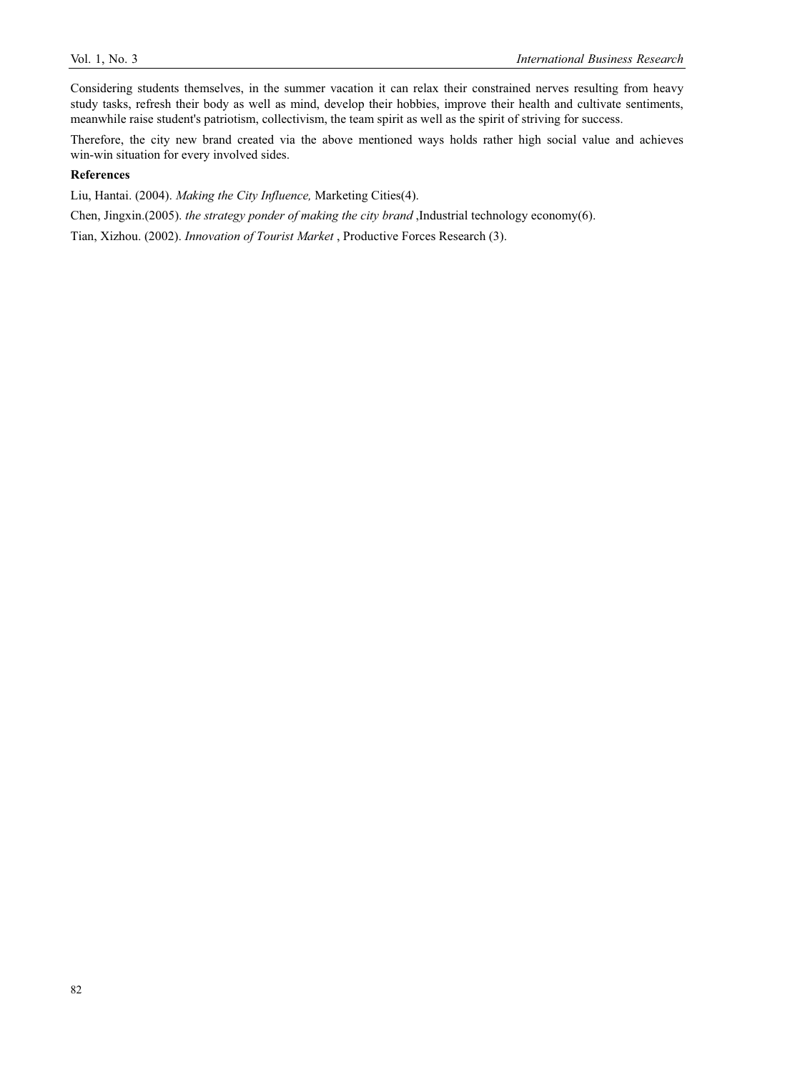Considering students themselves, in the summer vacation it can relax their constrained nerves resulting from heavy study tasks, refresh their body as well as mind, develop their hobbies, improve their health and cultivate sentiments, meanwhile raise student's patriotism, collectivism, the team spirit as well as the spirit of striving for success.

Therefore, the city new brand created via the above mentioned ways holds rather high social value and achieves win-win situation for every involved sides.

**References**

Liu, Hantai. (2004). *Making the City Influence,* Marketing Cities(4).

Chen, Jingxin.(2005). *the strategy ponder of making the city brand* ,Industrial technology economy(6).

Tian, Xizhou. (2002). *Innovation of Tourist Market* , Productive Forces Research (3).